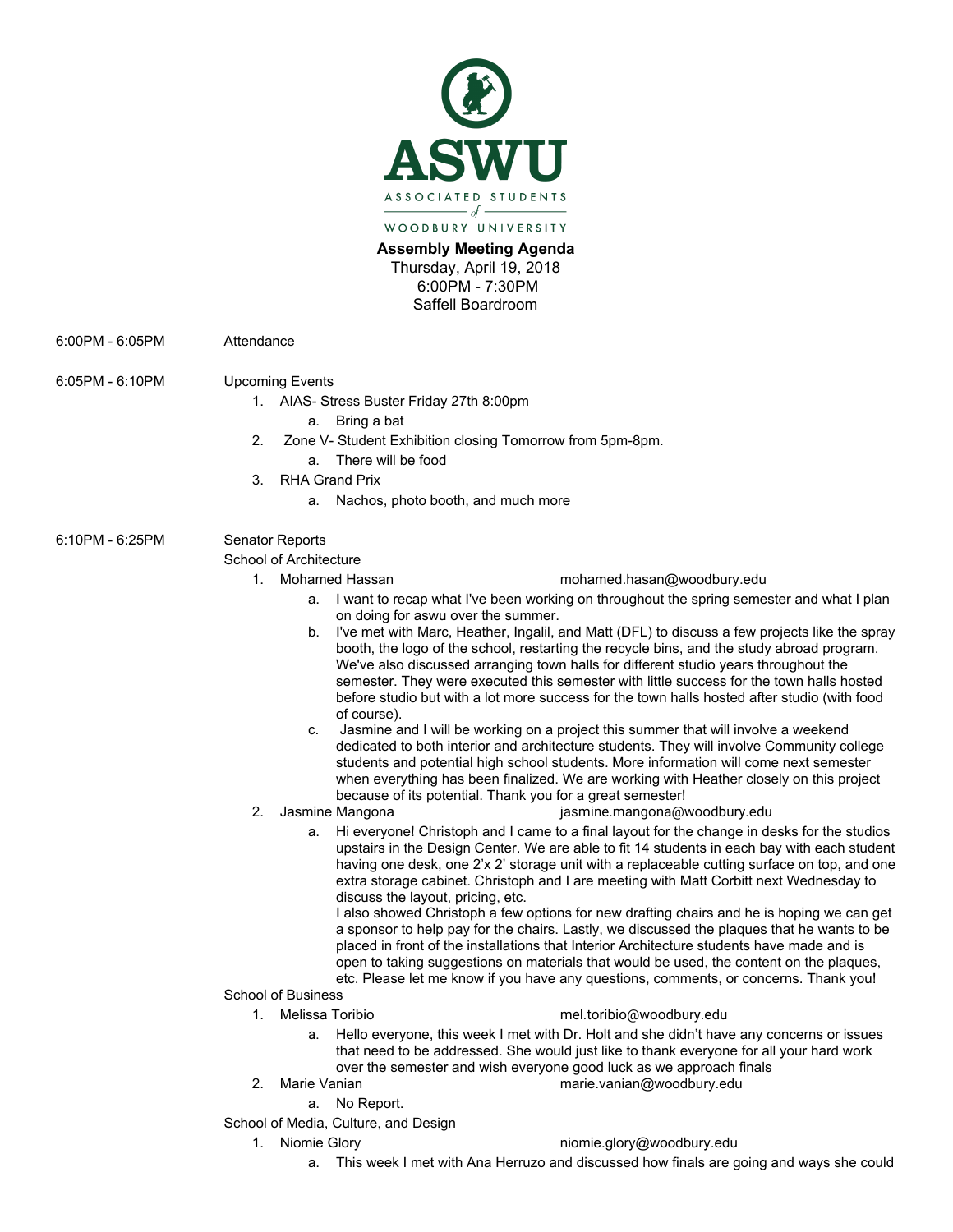ASWU

ASSOCIATED STUDENTS of WOODBURY UNIVERSITY

**Assembly Meeting Agenda**
Thursday, April 19, 2018
6:00PM - 7:30PM
Saffell Boardroom

6:00PM - 6:05PM Attendance

6:05PM - 6:10PM Upcoming Events

1. AIAS- Stress Buster Friday 27th 8:00pm
   a. Bring a bat
2. Zone V- Student Exhibition closing Tomorrow from 5pm-8pm.
   a. There will be food
3. RHA Grand Prix
   a. Nachos, photo booth, and much more

6:10PM - 6:25PM Senator Reports

School of Architecture

1. Mohamed Hassan mohamed.hasan@woodbury.edu
   a. I want to recap what I've been working on throughout the spring semester and what I plan on doing for aswu over the summer.
   b. I've met with Marc, Heather, Ingalil, and Matt (DFL) to discuss a few projects like the spray booth, the logo of the school, restarting the recycle bins, and the study abroad program. We've also discussed arranging town halls for different studio years throughout the semester. They were executed this semester with little success for the town halls hosted before studio but with a lot more success for the town halls hosted after studio (with food of course).
   c. Jasmine and I will be working on a project this summer that will involve a weekend dedicated to both interior and architecture students. They will involve Community college students and potential high school students. More information will come next semester when everything has been finalized. We are working with Heather closely on this project because of its potential. Thank you for a great semester!
2. Jasmine Mangona jasmine.mangona@woodbury.edu
   a. Hi everyone! Christoph and I came to a final layout for the change in desks for the studios upstairs in the Design Center. We are able to fit 14 students in each bay with each student having one desk, one 2'x 2' storage unit with a replaceable cutting surface on top, and one extra storage cabinet. Christoph and I are meeting with Matt Corbitt next Wednesday to discuss the layout, pricing, etc.
   I also showed Christoph a few options for new drafting chairs and he is hoping we can get a sponsor to help pay for the chairs. Lastly, we discussed the plaques that he wants to be placed in front of the installations that Interior Architecture students have made and is open to taking suggestions on materials that would be used, the content on the plaques, etc. Please let me know if you have any questions, comments, or concerns. Thank you!

School of Business

1. Melissa Toribio mel.toribio@woodbury.edu
   a. Hello everyone, this week I met with Dr. Holt and she didn't have any concerns or issues that need to be addressed. She would just like to thank everyone for all your hard work over the semester and wish everyone good luck as we approach finals
2. Marie Vanian marie.vanian@woodbury.edu
   a. No Report.

School of Media, Culture, and Design

1. Niomie Glory niomie.glory@woodbury.edu
   a. This week I met with Ana Herruzo and discussed how finals are going and ways she could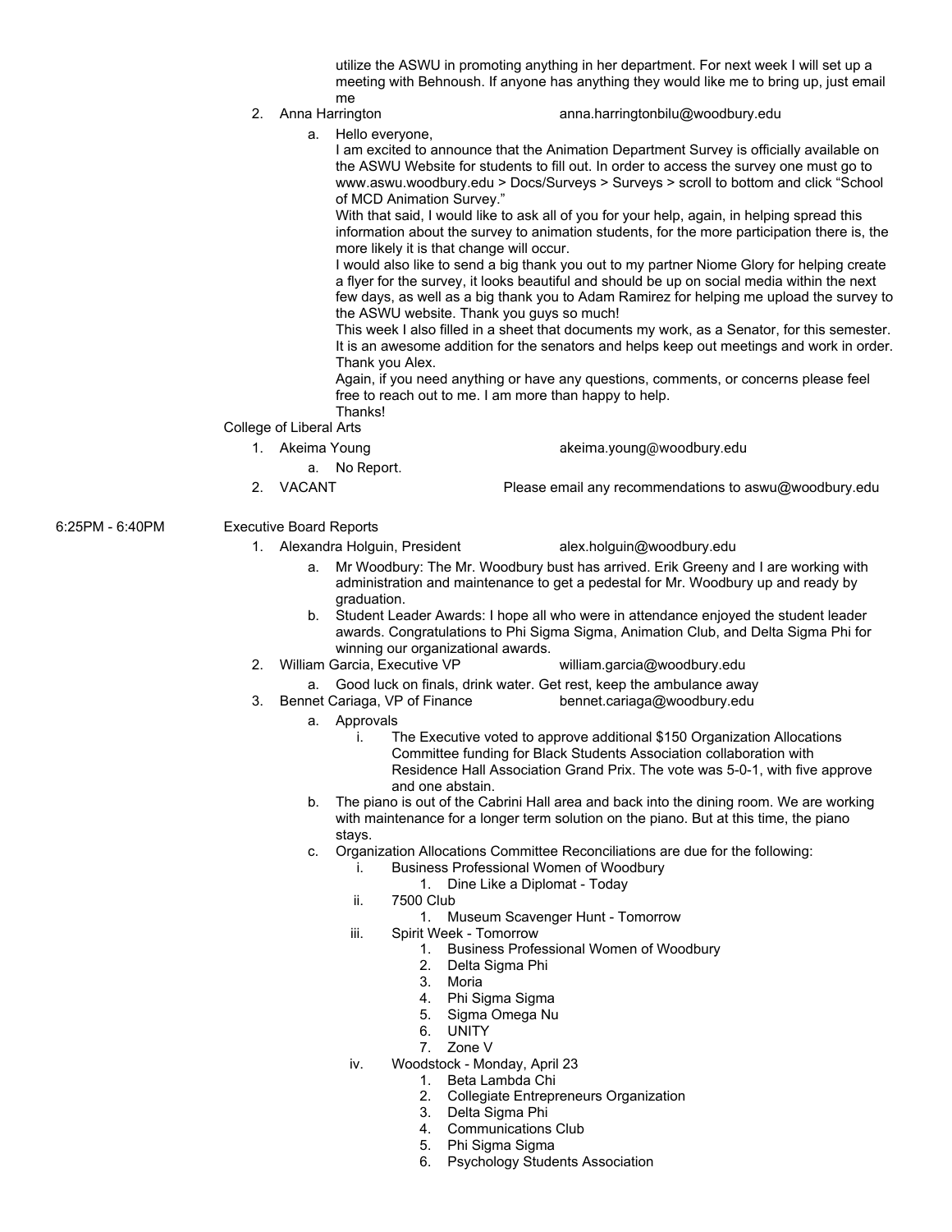utilize the ASWU in promoting anything in her department. For next week I will set up a meeting with Behnoush. If anyone has anything they would like me to bring up, just email me

2. Anna Harrington anna.harringtonbilu@woodbury.edu
   a. Hello everyone,
      I am excited to announce that the Animation Department Survey is officially available on the ASWU Website for students to fill out. In order to access the survey one must go to www.aswu.woodbury.edu > Docs/Surveys > Surveys > scroll to bottom and click "School of MCD Animation Survey."
      With that said, I would like to ask all of you for your help, again, in helping spread this information about the survey to animation students, for the more participation there is, the more likely it is that change will occur.
      I would also like to send a big thank you out to my partner Niome Glory for helping create a flyer for the survey, it looks beautiful and should be up on social media within the next few days, as well as a big thank you to Adam Ramirez for helping me upload the survey to the ASWU website. Thank you guys so much!
      This week I also filled in a sheet that documents my work, as a Senator, for this semester. It is an awesome addition for the senators and helps keep out meetings and work in order. Thank you Alex.
      Again, if you need anything or have any questions, comments, or concerns please feel free to reach out to me. I am more than happy to help.
      Thanks!

College of Liberal Arts

1. Akeima Young akeima.young@woodbury.edu
   a. No Report.
2. VACANT Please email any recommendations to aswu@woodbury.edu

6:25PM - 6:40PM Executive Board Reports

1. Alexandra Holguin, President alex.holguin@woodbury.edu
   a. Mr Woodbury: The Mr. Woodbury bust has arrived. Erik Greeny and I are working with administration and maintenance to get a pedestal for Mr. Woodbury up and ready by graduation.
   b. Student Leader Awards: I hope all who were in attendance enjoyed the student leader awards. Congratulations to Phi Sigma Sigma, Animation Club, and Delta Sigma Phi for winning our organizational awards.
2. William Garcia, Executive VP william.garcia@woodbury.edu
   a. Good luck on finals, drink water. Get rest, keep the ambulance away
3. Bennet Cariaga, VP of Finance bennet.cariaga@woodbury.edu
   a. Approvals
      i. The Executive voted to approve additional $150 Organization Allocations Committee funding for Black Students Association collaboration with Residence Hall Association Grand Prix. The vote was 5-0-1, with five approve and one abstain.
   b. The piano is out of the Cabrini Hall area and back into the dining room. We are working with maintenance for a longer term solution on the piano. But at this time, the piano stays.
   c. Organization Allocations Committee Reconciliations are due for the following:
      i. Business Professional Women of Woodbury
         1. Dine Like a Diplomat - Today
      ii. 7500 Club
         1. Museum Scavenger Hunt - Tomorrow
      iii. Spirit Week - Tomorrow
         1. Business Professional Women of Woodbury
         2. Delta Sigma Phi
         3. Moria
         4. Phi Sigma Sigma
         5. Sigma Omega Nu
         6. UNITY
         7. Zone V
      iv. Woodstock - Monday, April 23
         1. Beta Lambda Chi
         2. Collegiate Entrepreneurs Organization
         3. Delta Sigma Phi
         4. Communications Club
         5. Phi Sigma Sigma
         6. Psychology Students Association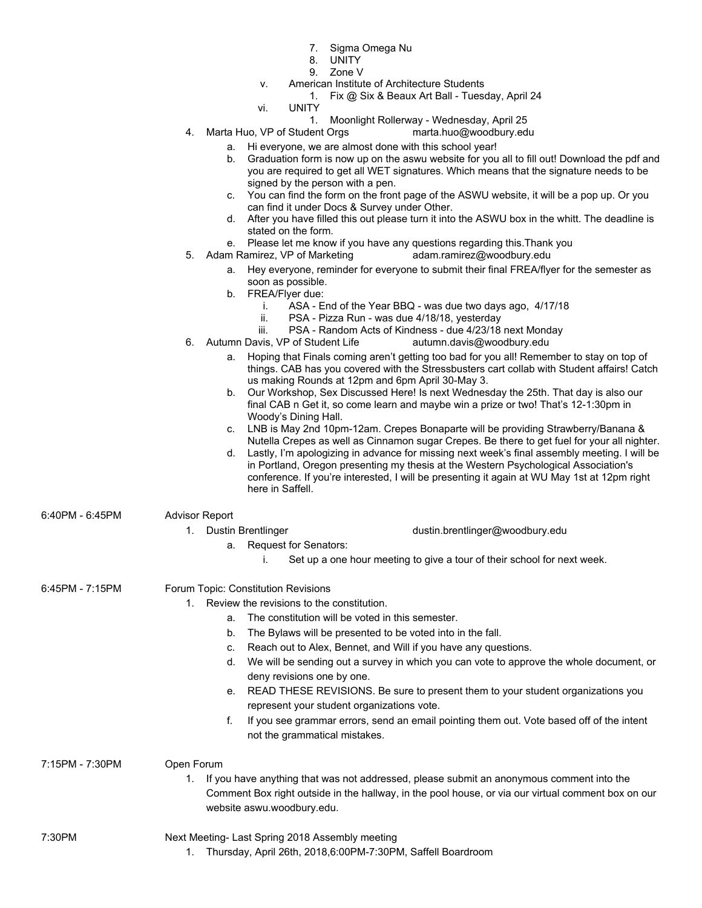7. Sigma Omega Nu
8. UNITY
9. Zone V

v. American Institute of Architecture Students
   1. Fix @ Six & Beaux Art Ball - Tuesday, April 24

vi. UNITY
   1. Moonlight Rollerway - Wednesday, April 25

4. Marta Huo, VP of Student Orgs marta.huo@woodbury.edu
   a. Hi everyone, we are almost done with this school year!
   b. Graduation form is now up on the aswu website for you all to fill out! Download the pdf and you are required to get all WET signatures. Which means that the signature needs to be signed by the person with a pen.
   c. You can find the form on the front page of the ASWU website, it will be a pop up. Or you can find it under Docs & Survey under Other.
   d. After you have filled this out please turn it into the ASWU box in the whitt. The deadline is stated on the form.
   e. Please let me know if you have any questions regarding this.Thank you

5. Adam Ramirez, VP of Marketing adam.ramirez@woodbury.edu
   a. Hey everyone, reminder for everyone to submit their final FREA/flyer for the semester as soon as possible.
   b. FREA/Flyer due:
      i. ASA - End of the Year BBQ - was due two days ago, 4/17/18
      ii. PSA - Pizza Run - was due 4/18/18, yesterday
      iii. PSA - Random Acts of Kindness - due 4/23/18 next Monday

6. Autumn Davis, VP of Student Life autumn.davis@woodbury.edu
   a. Hoping that Finals coming aren't getting too bad for you all! Remember to stay on top of things. CAB has you covered with the Stressbusters cart collab with Student affairs! Catch us making Rounds at 12pm and 6pm April 30-May 3.
   b. Our Workshop, Sex Discussed Here! Is next Wednesday the 25th. That day is also our final CAB n Get it, so come learn and maybe win a prize or two! That's 12-1:30pm in Woody's Dining Hall.
   c. LNB is May 2nd 10pm-12am. Crepes Bonaparte will be providing Strawberry/Banana & Nutella Crepes as well as Cinnamon sugar Crepes. Be there to get fuel for your all nighter.
   d. Lastly, I'm apologizing in advance for missing next week's final assembly meeting. I will be in Portland, Oregon presenting my thesis at the Western Psychological Association's conference. If you're interested, I will be presenting it again at WU May 1st at 12pm right here in Saffell.

6:40PM - 6:45PM **Advisor Report**

1. Dustin Brentlinger dustin.brentlinger@woodbury.edu
   a. Request for Senators:
      i. Set up a one hour meeting to give a tour of their school for next week.

6:45PM - 7:15PM **Forum Topic: Constitution Revisions**

1. Review the revisions to the constitution.
   a. The constitution will be voted in this semester.
   b. The Bylaws will be presented to be voted into in the fall.
   c. Reach out to Alex, Bennet, and Will if you have any questions.
   d. We will be sending out a survey in which you can vote to approve the whole document, or deny revisions one by one.
   e. READ THESE REVISIONS. Be sure to present them to your student organizations you represent your student organizations vote.
   f. If you see grammar errors, send an email pointing them out. Vote based off of the intent not the grammatical mistakes.

7:15PM - 7:30PM **Open Forum**

1. If you have anything that was not addressed, please submit an anonymous comment into the Comment Box right outside in the hallway, in the pool house, or via our virtual comment box on our website aswu.woodbury.edu.

7:30PM **Next Meeting- Last Spring 2018 Assembly meeting**

1. Thursday, April 26th, 2018,6:00PM-7:30PM, Saffell Boardroom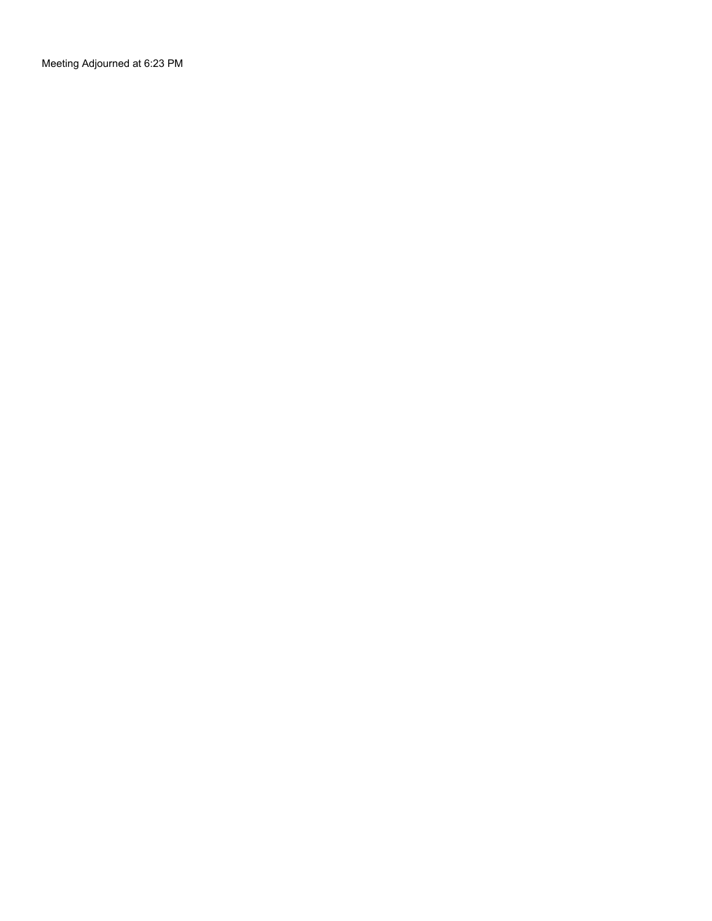Meeting Adjourned at 6:23 PM